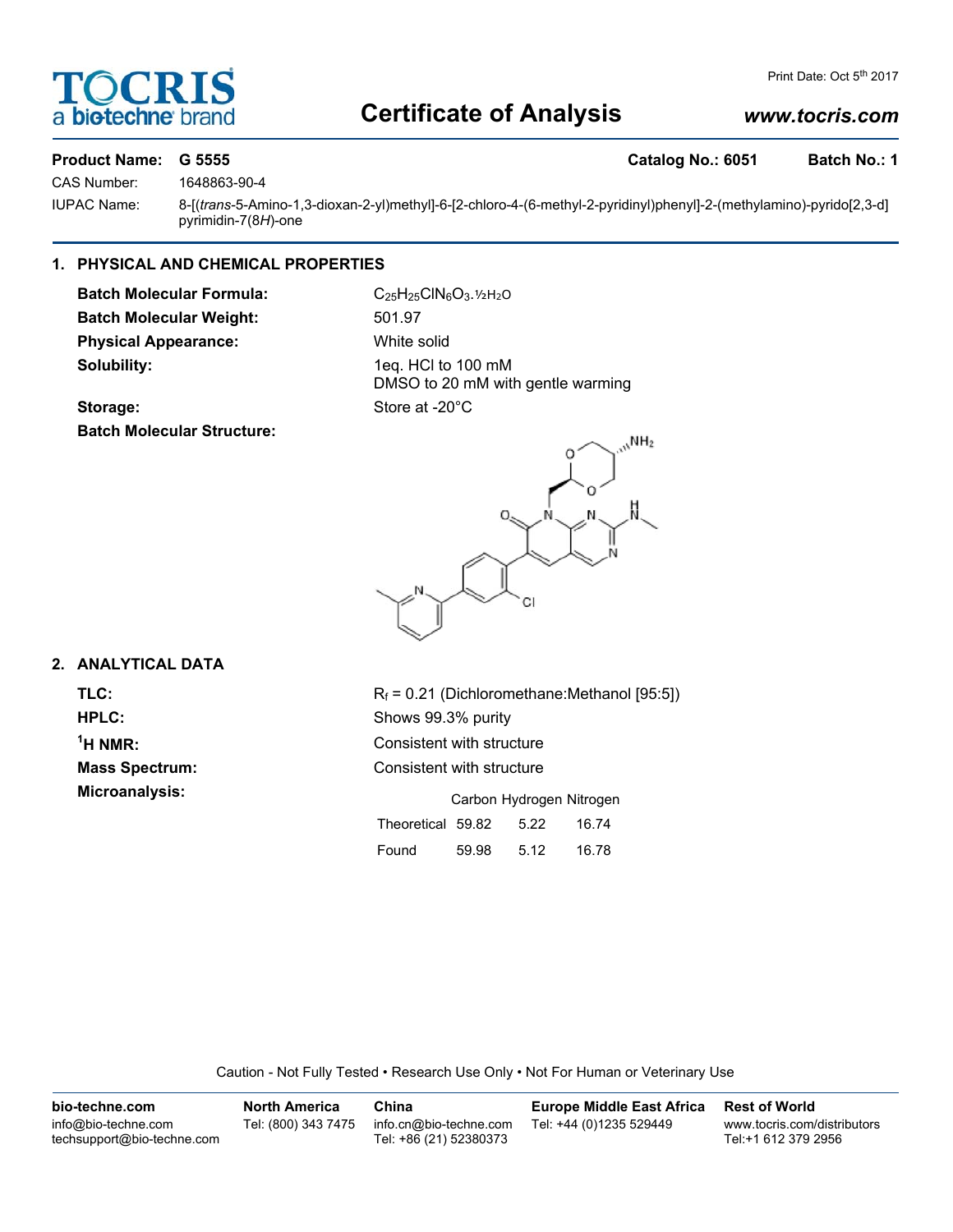# Certificate of Analysis

www.tocris.com

Print Date: Oct 5th 2017

**Product Name:** G 5555 **Catalog No.:** 6051 **Batch No.:** 1

CAS Number: 1648863-90-4

IUPAC Name: 8-[(*trans*-5-Amino-1,3-dioxan-2-yl)methyl]-6-[2-chloro-4-(6-methyl-2-pyridinyl)phenyl]-2-(methylamino)-pyrido[2,3-d]pyrimidin-7(8*H*)-one

## 1. PHYSICAL AND CHEMICAL PROPERTIES

**Batch Molecular Formula:** $C_{25}H_{25}ClN_6O_3.½H_2O$

**Batch Molecular Weight:** 501.97

**Physical Appearance:** White solid

**Solubility:** 1eq. HCl to 100 mM
DMSO to 20 mM with gentle warming

**Storage:** Store at -20°C

**Batch Molecular Structure:**

## 2. ANALYTICAL DATA

**TLC:** $R_f$ = 0.21 (Dichloromethane:Methanol [95:5])

**HPLC:** Shows 99.3% purity

**$^1$H NMR:** Consistent with structure

**Mass Spectrum:** Consistent with structure

**Microanalysis:**

| | Carbon | Hydrogen | Nitrogen |
|---|---|---|---|
| Theoretical | 59.82 | 5.22 | 16.74 |
| Found | 59.98 | 5.12 | 16.78 |

Caution - Not Fully Tested • Research Use Only • Not For Human or Veterinary Use

**bio-techne.com**
info@bio-techne.com
techsupport@bio-techne.com

**North America**
Tel: (800) 343 7475

**China**
info.cn@bio-techne.com
Tel: +86 (21) 52380373

**Europe Middle East Africa**
Tel: +44 (0)1235 529449

**Rest of World**
www.tocris.com/distributors
Tel:+1 612 379 2956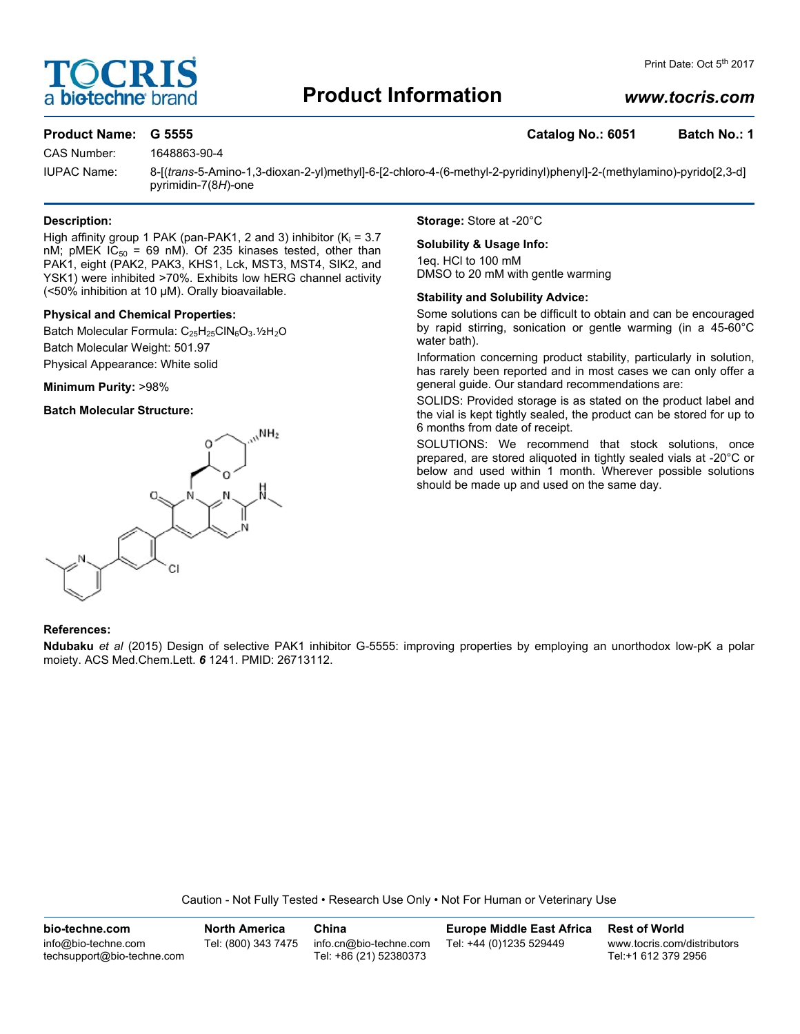# Product Information

Print Date: Oct 5th 2017

www.tocris.com

**Product Name: G 5555** **Catalog No.: 6051** **Batch No.: 1**

CAS Number: 1648863-90-4

IUPAC Name: 8-[(*trans*-5-Amino-1,3-dioxan-2-yl)methyl]-6-[2-chloro-4-(6-methyl-2-pyridinyl)phenyl]-2-(methylamino)-pyrido[2,3-d]pyrimidin-7(8*H*)-one

### Description:

High affinity group 1 PAK (pan-PAK1, 2 and 3) inhibitor ($K_i$ = 3.7 nM; pMEK $IC_{50}$ = 69 nM). Of 235 kinases tested, other than PAK1, eight (PAK2, PAK3, KHS1, Lck, MST3, MST4, SIK2, and YSK1) were inhibited >70%. Exhibits low hERG channel activity (<50% inhibition at 10 μM). Orally bioavailable.

### Physical and Chemical Properties:

Batch Molecular Formula: $C_{25}H_{25}ClN_6O_3.½H_2O$

Batch Molecular Weight: 501.97

Physical Appearance: White solid

**Minimum Purity:** >98%

### Batch Molecular Structure:

**Storage:** Store at -20°C

### Solubility & Usage Info:

1eq. HCl to 100 mM

DMSO to 20 mM with gentle warming

### Stability and Solubility Advice:

Some solutions can be difficult to obtain and can be encouraged by rapid stirring, sonication or gentle warming (in a 45-60°C water bath).

Information concerning product stability, particularly in solution, has rarely been reported and in most cases we can only offer a general guide. Our standard recommendations are:

SOLIDS: Provided storage is as stated on the product label and the vial is kept tightly sealed, the product can be stored for up to 6 months from date of receipt.

SOLUTIONS: We recommend that stock solutions, once prepared, are stored aliquoted in tightly sealed vials at -20°C or below and used within 1 month. Wherever possible solutions should be made up and used on the same day.

### References:

**Ndubaku** *et al* (2015) Design of selective PAK1 inhibitor G-5555: improving properties by employing an unorthodox low-pK a polar moiety. ACS Med.Chem.Lett. ***6*** 1241. PMID: 26713112.

Caution - Not Fully Tested • Research Use Only • Not For Human or Veterinary Use

| bio-techne.com | North America | China | Europe Middle East Africa | Rest of World |
|---|---|---|---|---|
| info@bio-techne.com<br>techsupport@bio-techne.com | Tel: (800) 343 7475 | info.cn@bio-techne.com<br>Tel: +86 (21) 52380373 | Tel: +44 (0)1235 529449 | www.tocris.com/distributors<br>Tel:+1 612 379 2956 |